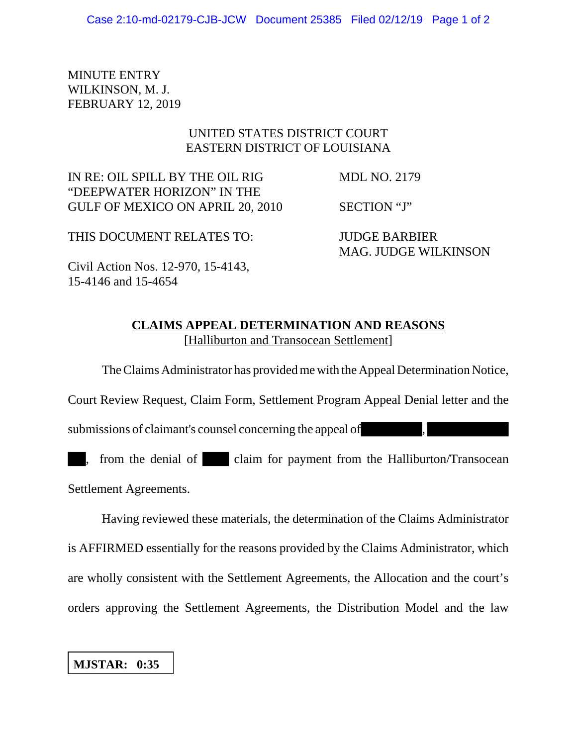MINUTE ENTRY
WILKINSON, M. J.
FEBRUARY 12, 2019

UNITED STATES DISTRICT COURT
EASTERN DISTRICT OF LOUISIANA

| | |
|---|---|
| IN RE: OIL SPILL BY THE OIL RIG "DEEPWATER HORIZON" IN THE GULF OF MEXICO ON APRIL 20, 2010 | MDL NO. 2179 |
| | SECTION "J" |
| THIS DOCUMENT RELATES TO: | JUDGE BARBIER MAG. JUDGE WILKINSON |
| Civil Action Nos. 12-970, 15-4143, 15-4146 and 15-4654 | |

**CLAIMS APPEAL DETERMINATION AND REASONS**
[Halliburton and Transocean Settlement]

The Claims Administrator has provided me with the Appeal Determination Notice, Court Review Request, Claim Form, Settlement Program Appeal Denial letter and the submissions of claimant's counsel concerning the appeal of [REDACTED], [REDACTED] [REDACTED], from the denial of [REDACTED] claim for payment from the Halliburton/Transocean Settlement Agreements.

Having reviewed these materials, the determination of the Claims Administrator is AFFIRMED essentially for the reasons provided by the Claims Administrator, which are wholly consistent with the Settlement Agreements, the Allocation and the court's orders approving the Settlement Agreements, the Distribution Model and the law

**MJSTAR: 0:35**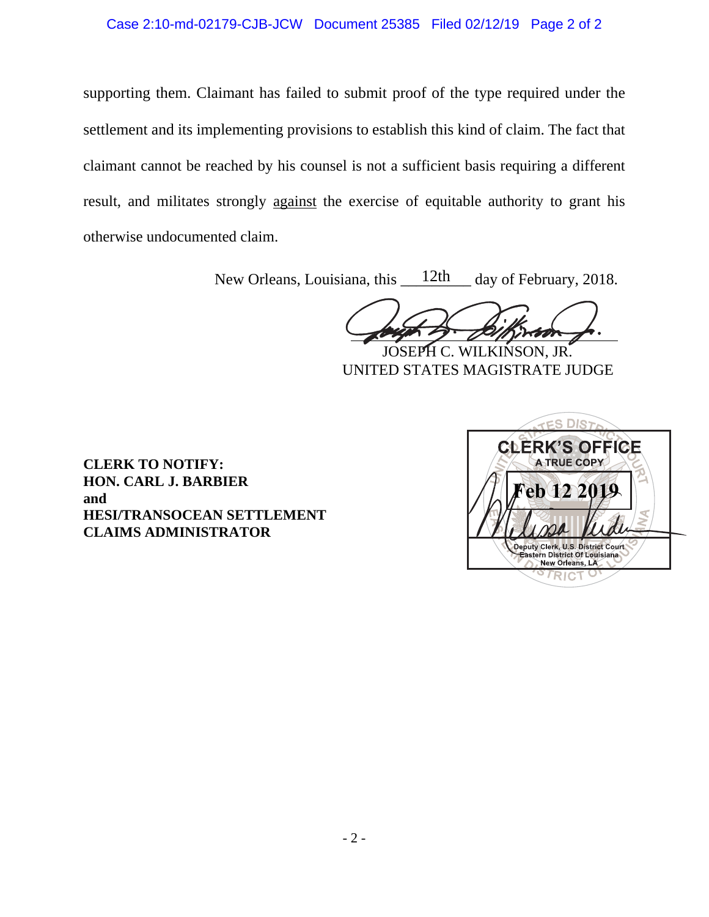supporting them. Claimant has failed to submit proof of the type required under the settlement and its implementing provisions to establish this kind of claim. The fact that claimant cannot be reached by his counsel is not a sufficient basis requiring a different result, and militates strongly <u>against</u> the exercise of equitable authority to grant his otherwise undocumented claim.

New Orleans, Louisiana, this 12th day of February, 2018.

JOSEPH C. WILKINSON, JR.
UNITED STATES MAGISTRATE JUDGE

**CLERK TO NOTIFY:**
**HON. CARL J. BARBIER**
**and**
**HESI/TRANSOCEAN SETTLEMENT CLAIMS ADMINISTRATOR**

CLERK'S OFFICE
A TRUE COPY
Feb 12 2019
Deputy Clerk, U.S. District Court
Eastern District Of Louisiana
New Orleans, LA